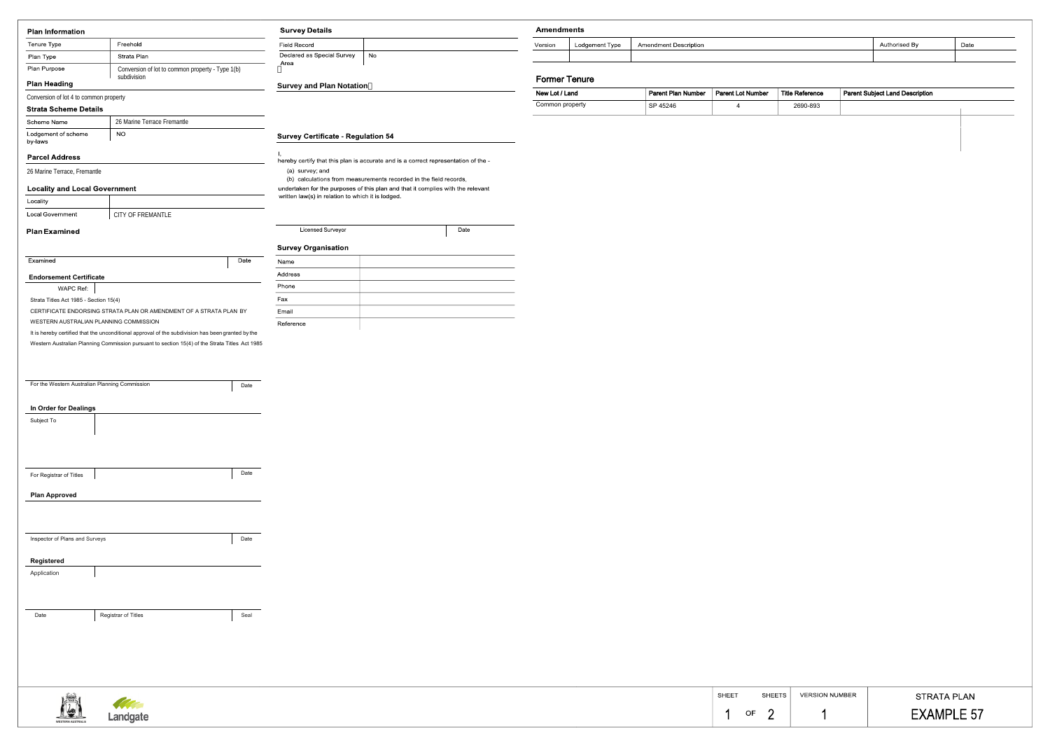## Plan Information

| | |
|---|---|
| Tenure Type | Freehold |
| Plan Type | Strata Plan |
| Plan Purpose | Conversion of lot to common property - Type 1(b) subdivision |

### Plan Heading

Conversion of lot 4 to common property

### Strata Scheme Details

| | |
|---|---|
| Scheme Name | 26 Marine Terrace Fremantle |
| Lodgement of scheme by-laws | NO |

### Parcel Address

26 Marine Terrace, Fremantle

### Locality and Local Government

| | |
|---|---|
| Locality | |
| Local Government | CITY OF FREMANTLE |

### Plan Examined

| Examined | Date |
|---|---|

### Endorsement Certificate

WAPC Ref:

Strata Titles Act 1985 - Section 15(4)

CERTIFICATE ENDORSING STRATA PLAN OR AMENDMENT OF A STRATA PLAN BY WESTERN AUSTRALIAN PLANNING COMMISSION

It is hereby certified that the unconditional approval of the subdivision has been granted by the Western Australian Planning Commission pursuant to section 15(4) of the Strata Titles Act 1985

| For the Western Australian Planning Commission | Date |
|---|---|

### In Order for Dealings

Subject To

| For Registrar of Titles | | Date |
|---|---|---|

### Plan Approved

| Inspector of Plans and Surveys | Date |
|---|---|

### Registered

Application

| Date | Registrar of Titles | Seal |
|---|---|---|

## Survey Details

| | |
|---|---|
| Field Record | |
| Declared as Special Survey Area | No |

### Survey and Plan Notation

### Survey Certificate - Regulation 54

I,

hereby certify that this plan is accurate and is a correct representation of the -

(a) survey; and

(b) calculations from measurements recorded in the field records,

undertaken for the purposes of this plan and that it complies with the relevant written law(s) in relation to which it is lodged.

| Licensed Surveyor | Date |
|---|---|

### Survey Organisation

| | |
|---|---|
| Name | |
| Address | |
| Phone | |
| Fax | |
| Email | |
| Reference | |

## Amendments

| Version | Lodgement Type | Amendment Description | Authorised By | Date |
|---|---|---|---|---|
| | | | | |

## Former Tenure

| New Lot / Land | Parent Plan Number | Parent Lot Number | Title Reference | Parent Subject Land Description |
|---|---|---|---|---|
| Common property | SP 45246 | 4 | 2690-893 | |

| SHEET | SHEETS | VERSION NUMBER | STRATA PLAN |
|---|---|---|---|
| 1 | OF 2 | 1 | EXAMPLE 57 |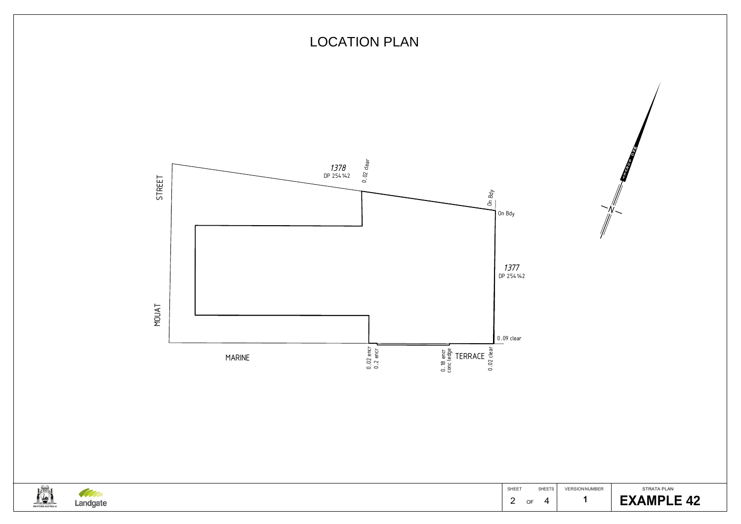# LOCATION PLAN

*1378*
DP 254142

0.02 clear

On Bdy

On Bdy

STREET

MOUAT

*1377*
DP 254142

0.09 clear

MARINE

0.02 encr
0.2 encr

0.18 encr
conc ledge

TERRACE

0.02 clear

N

STRATA PLAN

**EXAMPLE 42**

VERSION NUMBER

1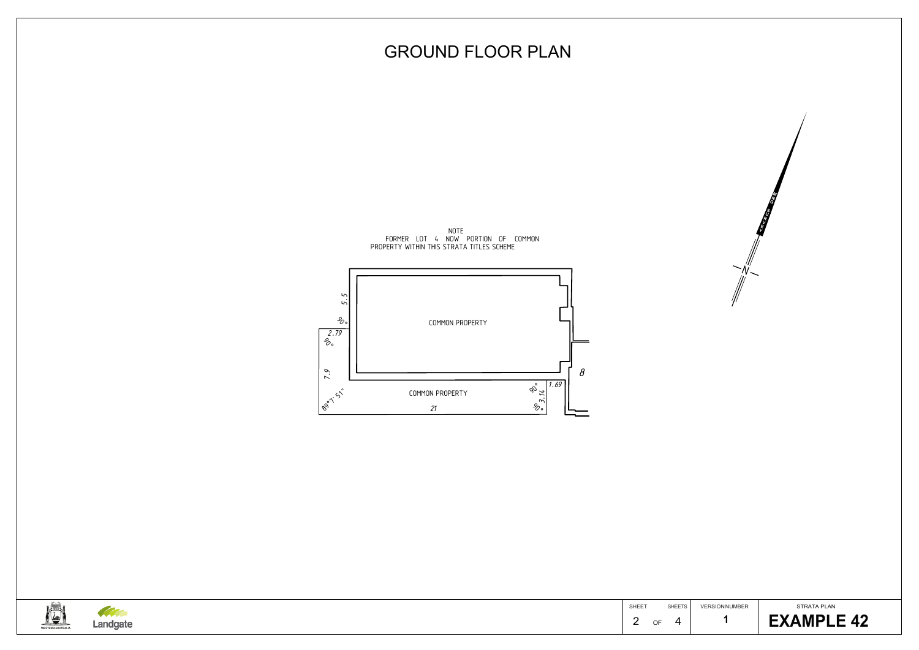# GROUND FLOOR PLAN

NOTE
FORMER LOT 4 NOW PORTION OF COMMON PROPERTY WITHIN THIS STRATA TITLES SCHEME

COMMON PROPERTY

COMMON PROPERTY

5.5

90°

2.79

90°

7.9

89°7'51"

21

90°

3.14

90°

1.69

8

N

| SHEET | | SHEETS | VERSION NUMBER | STRATA PLAN |
|---|---|---|---|---|
| 2 | OF | 4 | 1 | **EXAMPLE 42** |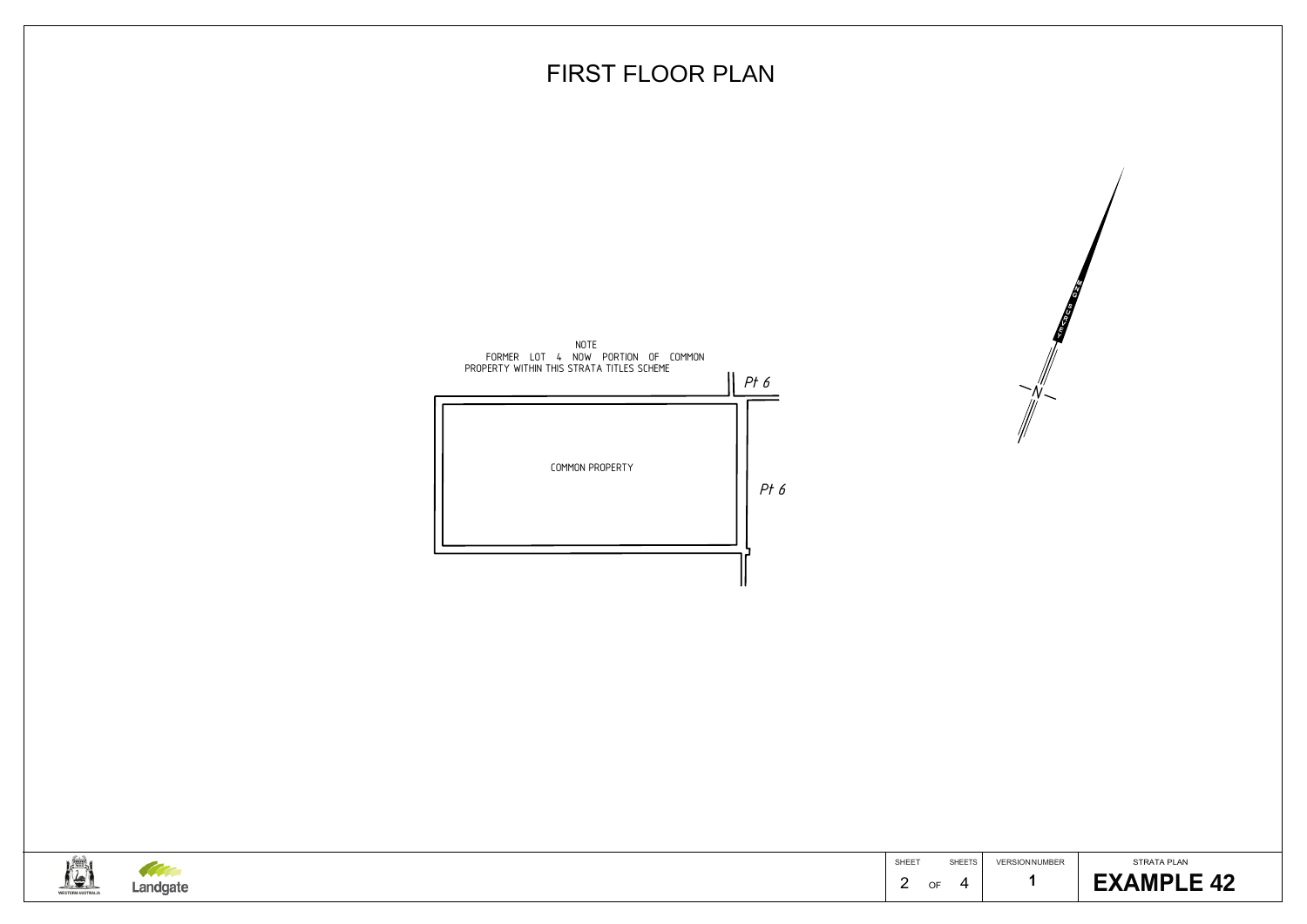# FIRST FLOOR PLAN

NOTE
FORMER LOT 4 NOW PORTION OF COMMON PROPERTY WITHIN THIS STRATA TITLES SCHEME

Pt 6

COMMON PROPERTY

Pt 6

N

| SHEET | SHEETS | VERSION NUMBER | STRATA PLAN |
|---|---|---|---|
| 2 OF | 4 | 1 | **EXAMPLE 42** |